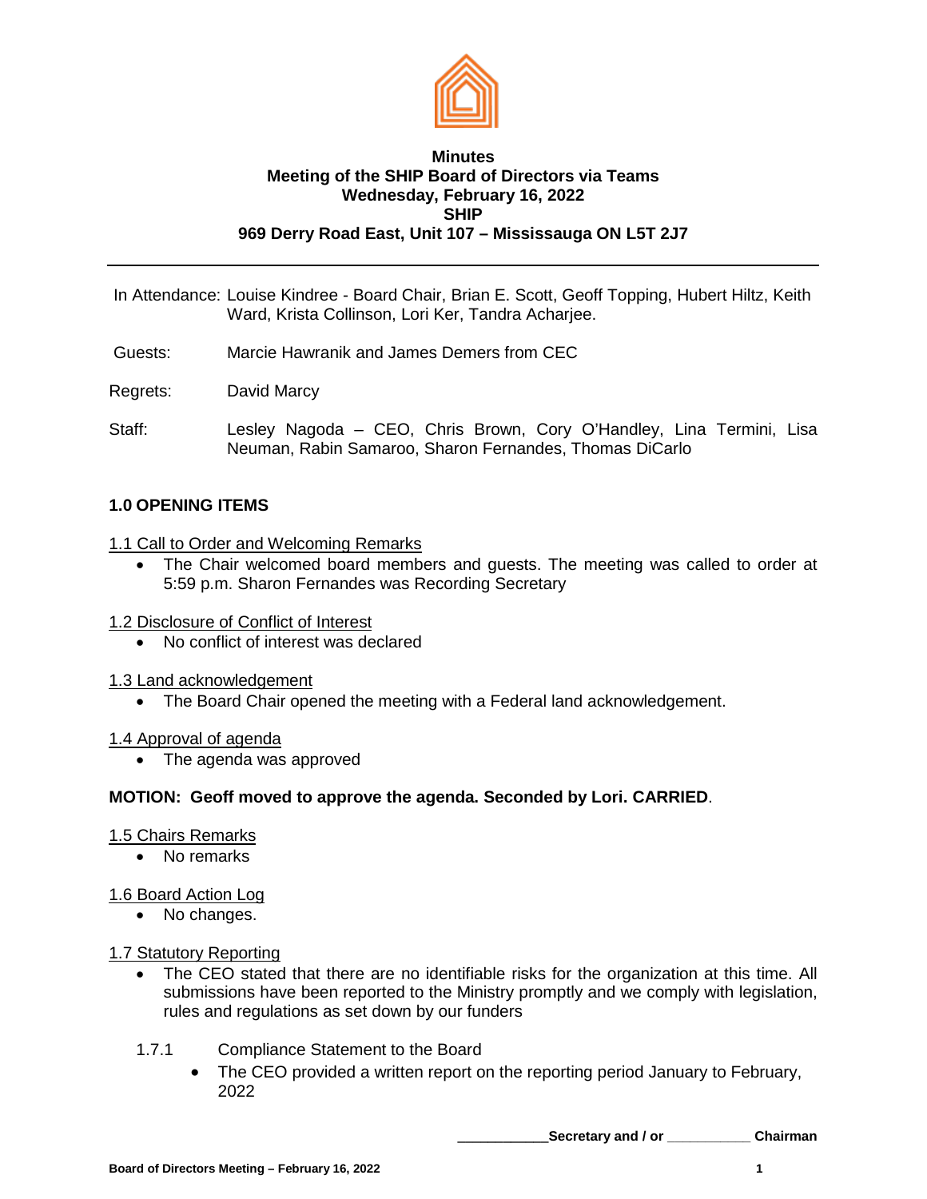**Minutes**
**Meeting of the SHIP Board of Directors via Teams**
**Wednesday, February 16, 2022**
**SHIP**
**969 Derry Road East, Unit 107 – Mississauga ON L5T 2J7**

---

In Attendance: Louise Kindree - Board Chair, Brian E. Scott, Geoff Topping, Hubert Hiltz, Keith Ward, Krista Collinson, Lori Ker, Tandra Acharjee.

Guests: Marcie Hawranik and James Demers from CEC

Regrets: David Marcy

Staff: Lesley Nagoda – CEO, Chris Brown, Cory O'Handley, Lina Termini, Lisa Neuman, Rabin Samaroo, Sharon Fernandes, Thomas DiCarlo

## 1.0 OPENING ITEMS

1.1 Call to Order and Welcoming Remarks

- The Chair welcomed board members and guests. The meeting was called to order at 5:59 p.m. Sharon Fernandes was Recording Secretary

1.2 Disclosure of Conflict of Interest

- No conflict of interest was declared

1.3 Land acknowledgement

- The Board Chair opened the meeting with a Federal land acknowledgement.

1.4 Approval of agenda

- The agenda was approved

**MOTION: Geoff moved to approve the agenda. Seconded by Lori. CARRIED**.

1.5 Chairs Remarks

- No remarks

1.6 Board Action Log

- No changes.

1.7 Statutory Reporting

- The CEO stated that there are no identifiable risks for the organization at this time. All submissions have been reported to the Ministry promptly and we comply with legislation, rules and regulations as set down by our funders

1.7.1 Compliance Statement to the Board

- The CEO provided a written report on the reporting period January to February, 2022

**___________Secretary and / or ___________ Chairman**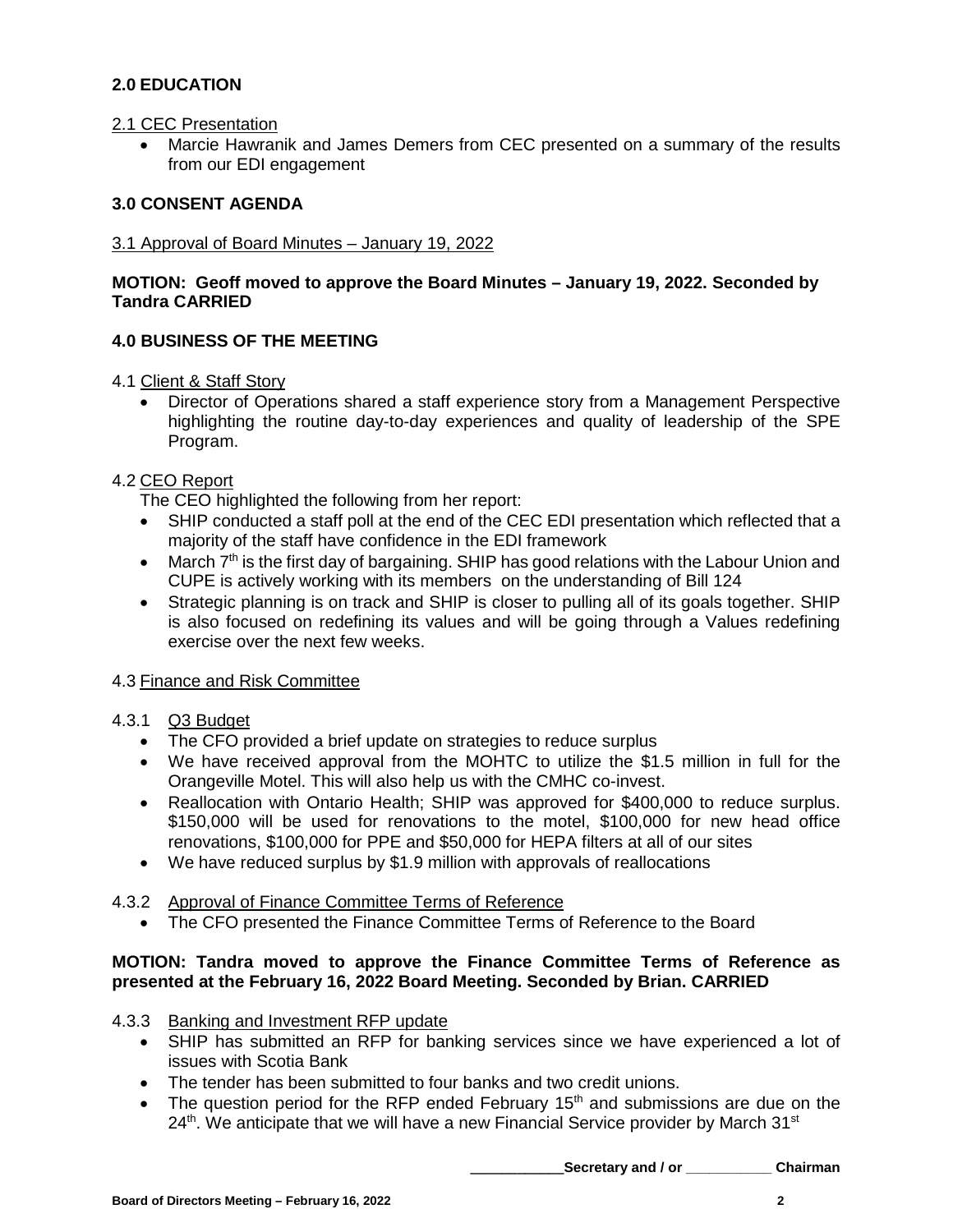## 2.0 EDUCATION

2.1 CEC Presentation

- Marcie Hawranik and James Demers from CEC presented on a summary of the results from our EDI engagement

## 3.0 CONSENT AGENDA

3.1 Approval of Board Minutes – January 19, 2022

**MOTION: Geoff moved to approve the Board Minutes – January 19, 2022. Seconded by Tandra CARRIED**

## 4.0 BUSINESS OF THE MEETING

4.1 Client & Staff Story

- Director of Operations shared a staff experience story from a Management Perspective highlighting the routine day-to-day experiences and quality of leadership of the SPE Program.

4.2 CEO Report

The CEO highlighted the following from her report:

- SHIP conducted a staff poll at the end of the CEC EDI presentation which reflected that a majority of the staff have confidence in the EDI framework
- March 7th is the first day of bargaining. SHIP has good relations with the Labour Union and CUPE is actively working with its members on the understanding of Bill 124
- Strategic planning is on track and SHIP is closer to pulling all of its goals together. SHIP is also focused on redefining its values and will be going through a Values redefining exercise over the next few weeks.

4.3 Finance and Risk Committee

4.3.1 Q3 Budget

- The CFO provided a brief update on strategies to reduce surplus
- We have received approval from the MOHTC to utilize the $1.5 million in full for the Orangeville Motel. This will also help us with the CMHC co-invest.
- Reallocation with Ontario Health; SHIP was approved for $400,000 to reduce surplus. $150,000 will be used for renovations to the motel, $100,000 for new head office renovations, $100,000 for PPE and $50,000 for HEPA filters at all of our sites
- We have reduced surplus by $1.9 million with approvals of reallocations

4.3.2 Approval of Finance Committee Terms of Reference

- The CFO presented the Finance Committee Terms of Reference to the Board

**MOTION: Tandra moved to approve the Finance Committee Terms of Reference as presented at the February 16, 2022 Board Meeting. Seconded by Brian. CARRIED**

4.3.3 Banking and Investment RFP update

- SHIP has submitted an RFP for banking services since we have experienced a lot of issues with Scotia Bank
- The tender has been submitted to four banks and two credit unions.
- The question period for the RFP ended February 15th and submissions are due on the 24th. We anticipate that we will have a new Financial Service provider by March 31st

___________Secretary and / or ___________ Chairman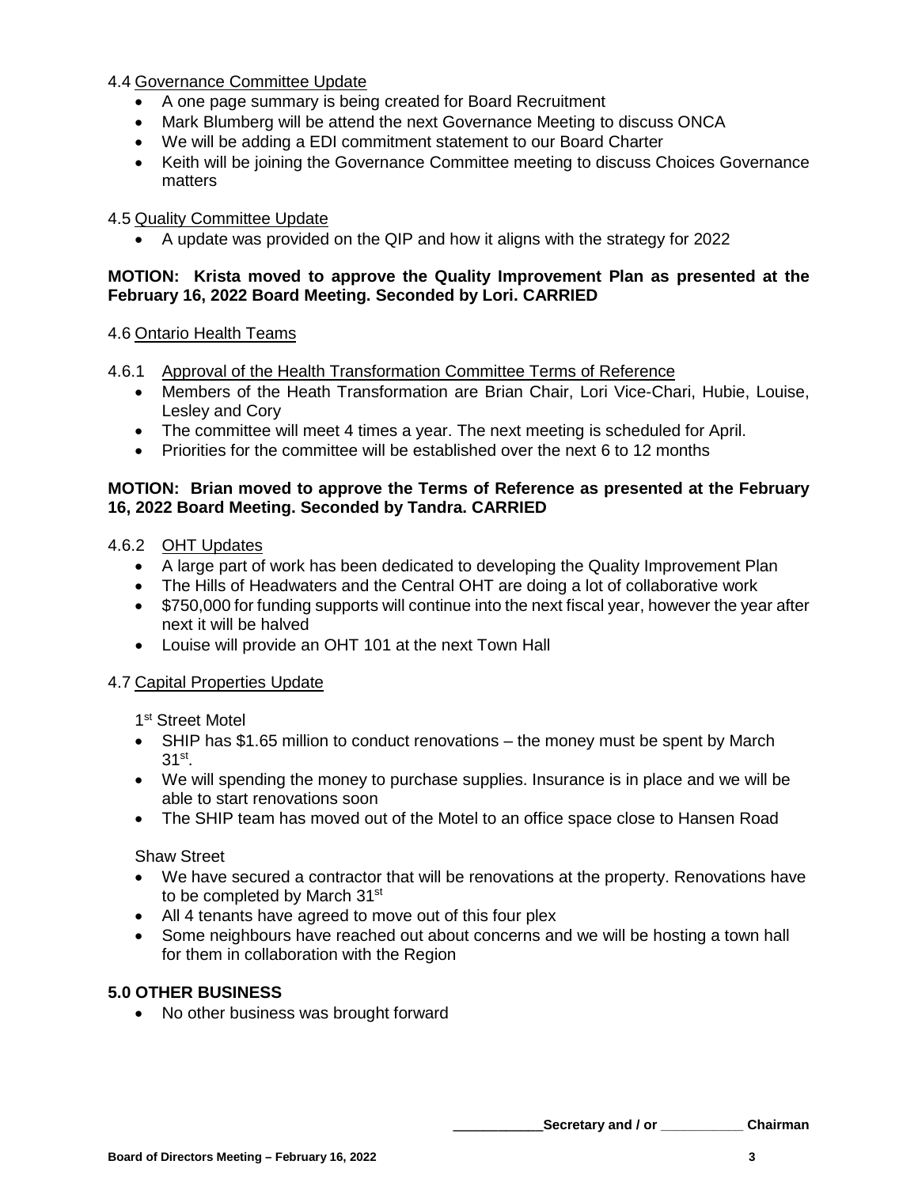4.4 Governance Committee Update

- A one page summary is being created for Board Recruitment
- Mark Blumberg will be attend the next Governance Meeting to discuss ONCA
- We will be adding a EDI commitment statement to our Board Charter
- Keith will be joining the Governance Committee meeting to discuss Choices Governance matters

4.5 Quality Committee Update

- A update was provided on the QIP and how it aligns with the strategy for 2022

**MOTION: Krista moved to approve the Quality Improvement Plan as presented at the February 16, 2022 Board Meeting. Seconded by Lori. CARRIED**

4.6 Ontario Health Teams

4.6.1 Approval of the Health Transformation Committee Terms of Reference

- Members of the Heath Transformation are Brian Chair, Lori Vice-Chari, Hubie, Louise, Lesley and Cory
- The committee will meet 4 times a year. The next meeting is scheduled for April.
- Priorities for the committee will be established over the next 6 to 12 months

**MOTION: Brian moved to approve the Terms of Reference as presented at the February 16, 2022 Board Meeting. Seconded by Tandra. CARRIED**

4.6.2 OHT Updates

- A large part of work has been dedicated to developing the Quality Improvement Plan
- The Hills of Headwaters and the Central OHT are doing a lot of collaborative work
- $750,000 for funding supports will continue into the next fiscal year, however the year after next it will be halved
- Louise will provide an OHT 101 at the next Town Hall

4.7 Capital Properties Update

1st Street Motel

- SHIP has $1.65 million to conduct renovations – the money must be spent by March 31st.
- We will spending the money to purchase supplies. Insurance is in place and we will be able to start renovations soon
- The SHIP team has moved out of the Motel to an office space close to Hansen Road

Shaw Street

- We have secured a contractor that will be renovations at the property. Renovations have to be completed by March 31st
- All 4 tenants have agreed to move out of this four plex
- Some neighbours have reached out about concerns and we will be hosting a town hall for them in collaboration with the Region

**5.0 OTHER BUSINESS**

- No other business was brought forward

**\_\_\_\_\_\_\_\_\_\_\_\_Secretary and / or \_\_\_\_\_\_\_\_\_\_\_\_ Chairman**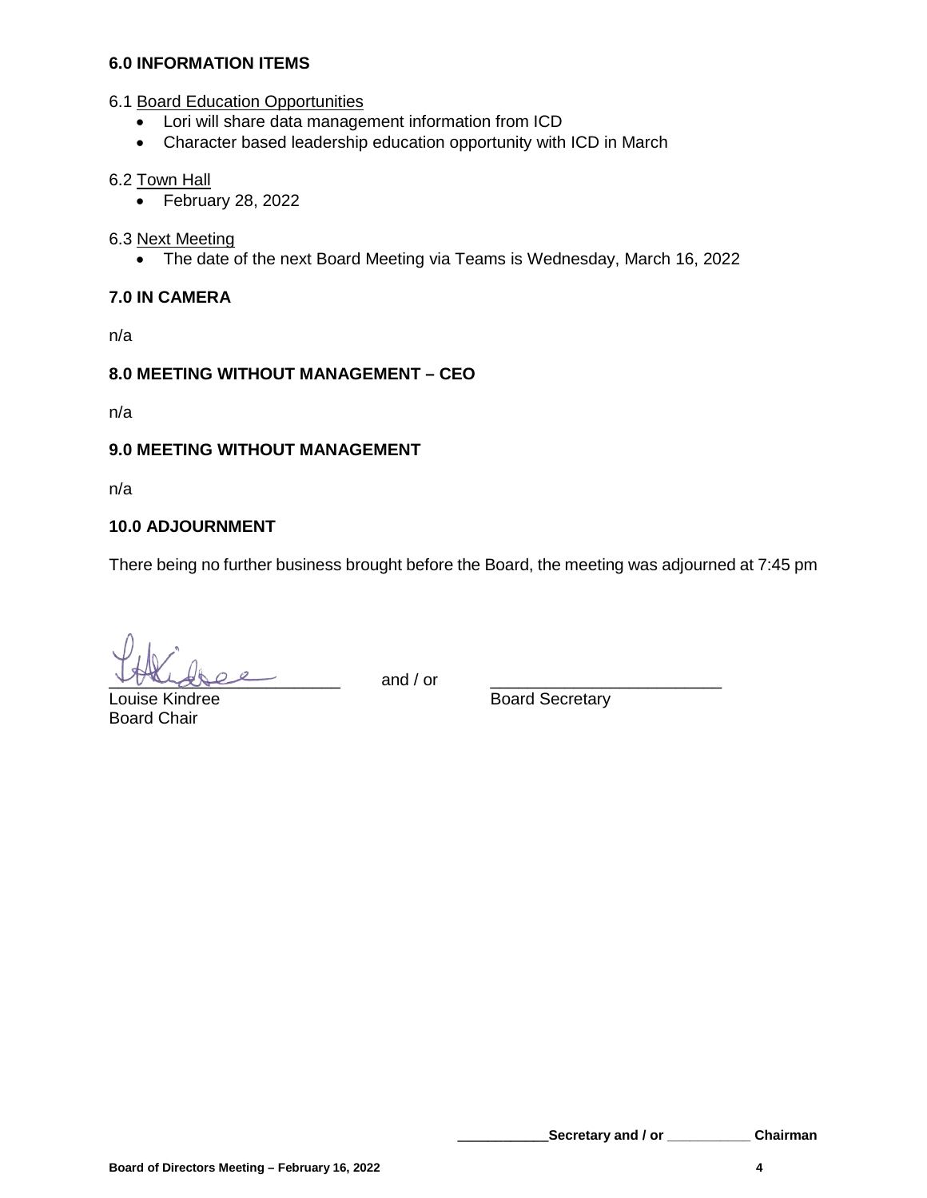### 6.0 INFORMATION ITEMS

6.1 Board Education Opportunities

- Lori will share data management information from ICD
- Character based leadership education opportunity with ICD in March

6.2 Town Hall

- February 28, 2022

6.3 Next Meeting

- The date of the next Board Meeting via Teams is Wednesday, March 16, 2022

### 7.0 IN CAMERA

n/a

### 8.0 MEETING WITHOUT MANAGEMENT – CEO

n/a

### 9.0 MEETING WITHOUT MANAGEMENT

n/a

### 10.0 ADJOURNMENT

There being no further business brought before the Board, the meeting was adjourned at 7:45 pm

_________________________ and / or _________________________

Louise Kindree
Board Chair

Board Secretary

____________Secretary and / or ___________ Chairman